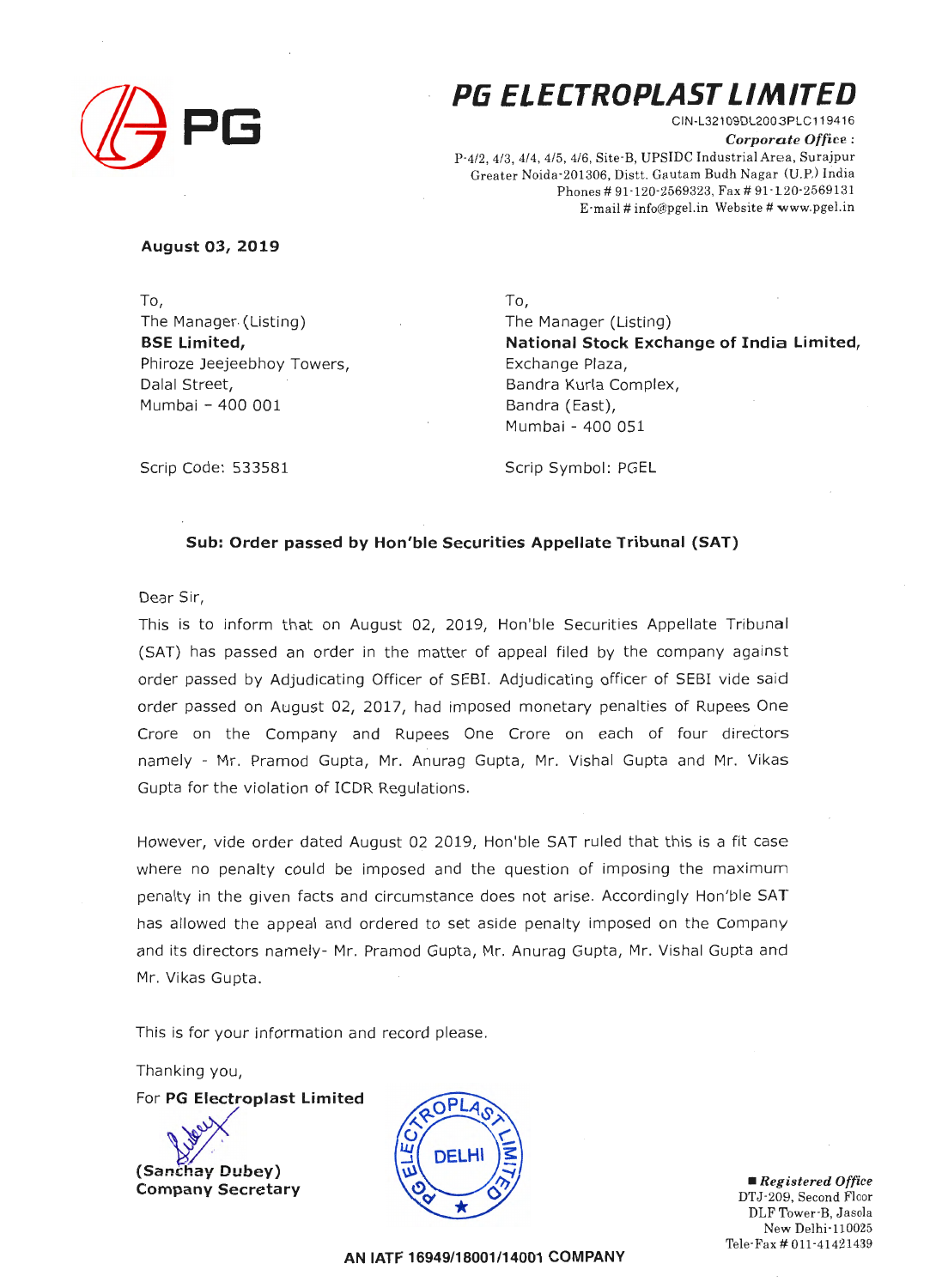# PG ELECTROPLAST LIMITED

CIN-L32109DL2003PLC119416

*Corporate Office :*
P-4/2, 4/3, 4/4, 4/5, 4/6, Site-B, UPSIDC Industrial Area, Surajpur
Greater Noida-201306, Distt. Gautam Budh Nagar (U.P.) India
Phones # 91-120-2569323, Fax # 91-120-2569131
E-mail # info@pgel.in Website # www.pgel.in

**August 03, 2019**

To,
The Manager (Listing)
**BSE Limited,**
Phiroze Jeejeebhoy Towers,
Dalal Street,
Mumbai – 400 001

Scrip Code: 533581

To,
The Manager (Listing)
**National Stock Exchange of India Limited,**
Exchange Plaza,
Bandra Kurla Complex,
Bandra (East),
Mumbai - 400 051

Scrip Symbol: PGEL

**Sub: Order passed by Hon'ble Securities Appellate Tribunal (SAT)**

Dear Sir,

This is to inform that on August 02, 2019, Hon'ble Securities Appellate Tribunal (SAT) has passed an order in the matter of appeal filed by the company against order passed by Adjudicating Officer of SEBI. Adjudicating officer of SEBI vide said order passed on August 02, 2017, had imposed monetary penalties of Rupees One Crore on the Company and Rupees One Crore on each of four directors namely - Mr. Pramod Gupta, Mr. Anurag Gupta, Mr. Vishal Gupta and Mr. Vikas Gupta for the violation of ICDR Regulations.

However, vide order dated August 02 2019, Hon'ble SAT ruled that this is a fit case where no penalty could be imposed and the question of imposing the maximum penalty in the given facts and circumstance does not arise. Accordingly Hon'ble SAT has allowed the appeal and ordered to set aside penalty imposed on the Company and its directors namely- Mr. Pramod Gupta, Mr. Anurag Gupta, Mr. Vishal Gupta and Mr. Vikas Gupta.

This is for your information and record please.

Thanking you,

For **PG Electroplast Limited**

**(Sanchay Dubey)**
**Company Secretary**

*Registered Office*
DTJ-209, Second Floor
DLF Tower-B, Jasola
New Delhi-110025
Tele-Fax # 011-41421439

**AN IATF 16949/18001/14001 COMPANY**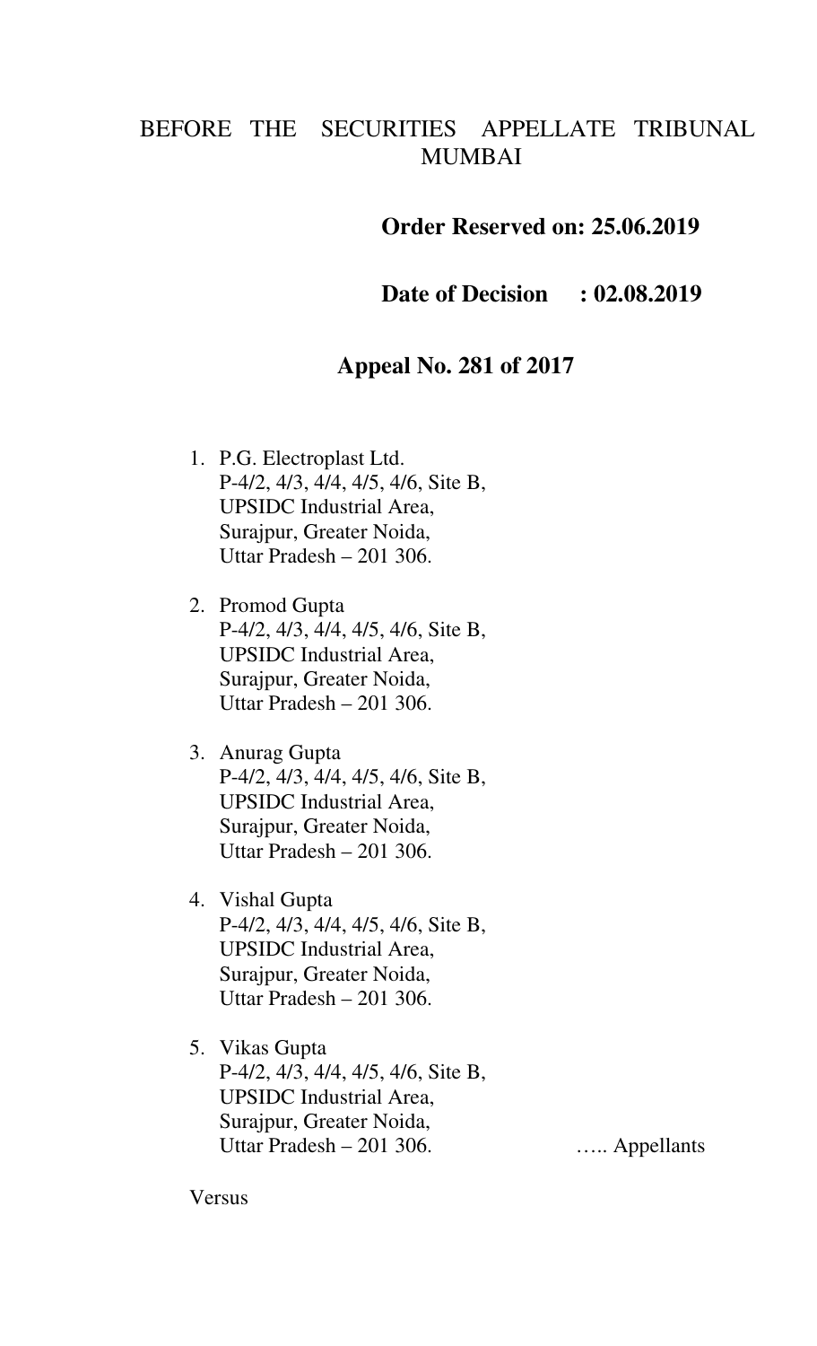BEFORE THE SECURITIES APPELLATE TRIBUNAL MUMBAI

**Order Reserved on: 25.06.2019**

**Date of Decision : 02.08.2019**

**Appeal No. 281 of 2017**

1. P.G. Electroplast Ltd.
   P-4/2, 4/3, 4/4, 4/5, 4/6, Site B,
   UPSIDC Industrial Area,
   Surajpur, Greater Noida,
   Uttar Pradesh – 201 306.

2. Promod Gupta
   P-4/2, 4/3, 4/4, 4/5, 4/6, Site B,
   UPSIDC Industrial Area,
   Surajpur, Greater Noida,
   Uttar Pradesh – 201 306.

3. Anurag Gupta
   P-4/2, 4/3, 4/4, 4/5, 4/6, Site B,
   UPSIDC Industrial Area,
   Surajpur, Greater Noida,
   Uttar Pradesh – 201 306.

4. Vishal Gupta
   P-4/2, 4/3, 4/4, 4/5, 4/6, Site B,
   UPSIDC Industrial Area,
   Surajpur, Greater Noida,
   Uttar Pradesh – 201 306.

5. Vikas Gupta
   P-4/2, 4/3, 4/4, 4/5, 4/6, Site B,
   UPSIDC Industrial Area,
   Surajpur, Greater Noida,
   Uttar Pradesh – 201 306. ….. Appellants

Versus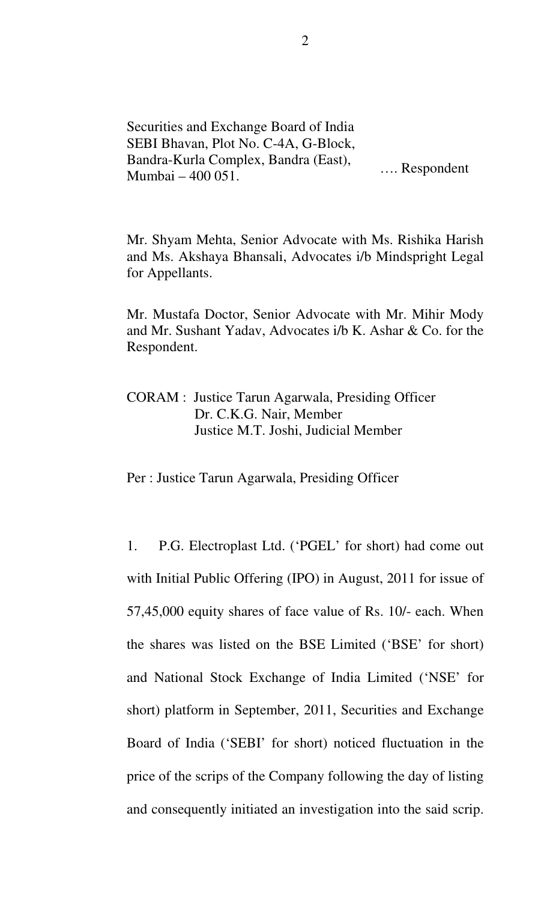Securities and Exchange Board of India
SEBI Bhavan, Plot No. C-4A, G-Block,
Bandra-Kurla Complex, Bandra (East),
Mumbai – 400 051. …. Respondent

Mr. Shyam Mehta, Senior Advocate with Ms. Rishika Harish and Ms. Akshaya Bhansali, Advocates i/b Mindspright Legal for Appellants.

Mr. Mustafa Doctor, Senior Advocate with Mr. Mihir Mody and Mr. Sushant Yadav, Advocates i/b K. Ashar & Co. for the Respondent.

CORAM : Justice Tarun Agarwala, Presiding Officer
Dr. C.K.G. Nair, Member
Justice M.T. Joshi, Judicial Member

Per : Justice Tarun Agarwala, Presiding Officer

1. P.G. Electroplast Ltd. ('PGEL' for short) had come out with Initial Public Offering (IPO) in August, 2011 for issue of 57,45,000 equity shares of face value of Rs. 10/- each. When the shares was listed on the BSE Limited ('BSE' for short) and National Stock Exchange of India Limited ('NSE' for short) platform in September, 2011, Securities and Exchange Board of India ('SEBI' for short) noticed fluctuation in the price of the scrips of the Company following the day of listing and consequently initiated an investigation into the said scrip.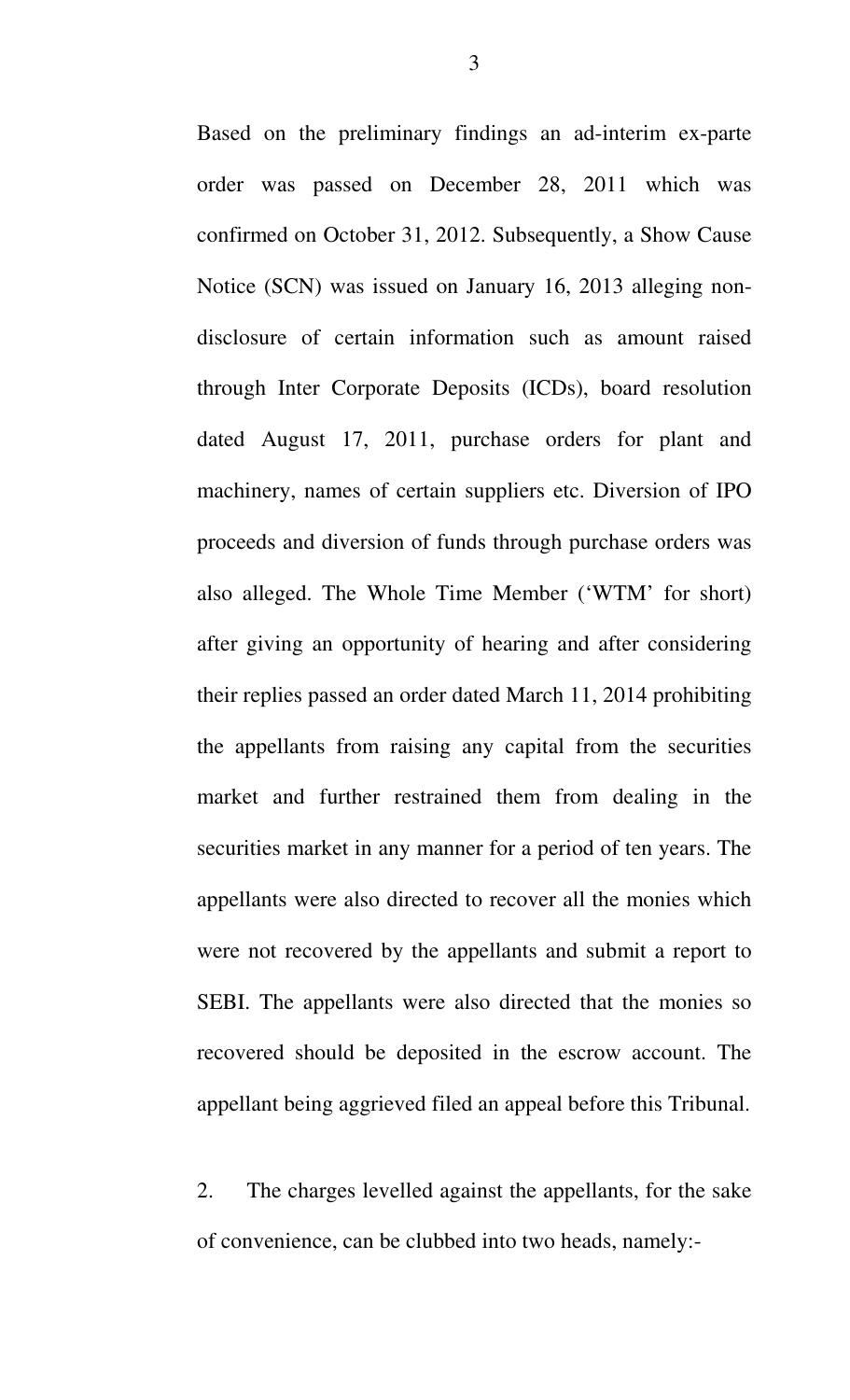Based on the preliminary findings an ad-interim ex-parte order was passed on December 28, 2011 which was confirmed on October 31, 2012. Subsequently, a Show Cause Notice (SCN) was issued on January 16, 2013 alleging non-disclosure of certain information such as amount raised through Inter Corporate Deposits (ICDs), board resolution dated August 17, 2011, purchase orders for plant and machinery, names of certain suppliers etc. Diversion of IPO proceeds and diversion of funds through purchase orders was also alleged. The Whole Time Member ('WTM' for short) after giving an opportunity of hearing and after considering their replies passed an order dated March 11, 2014 prohibiting the appellants from raising any capital from the securities market and further restrained them from dealing in the securities market in any manner for a period of ten years. The appellants were also directed to recover all the monies which were not recovered by the appellants and submit a report to SEBI. The appellants were also directed that the monies so recovered should be deposited in the escrow account. The appellant being aggrieved filed an appeal before this Tribunal.

2. The charges levelled against the appellants, for the sake of convenience, can be clubbed into two heads, namely:-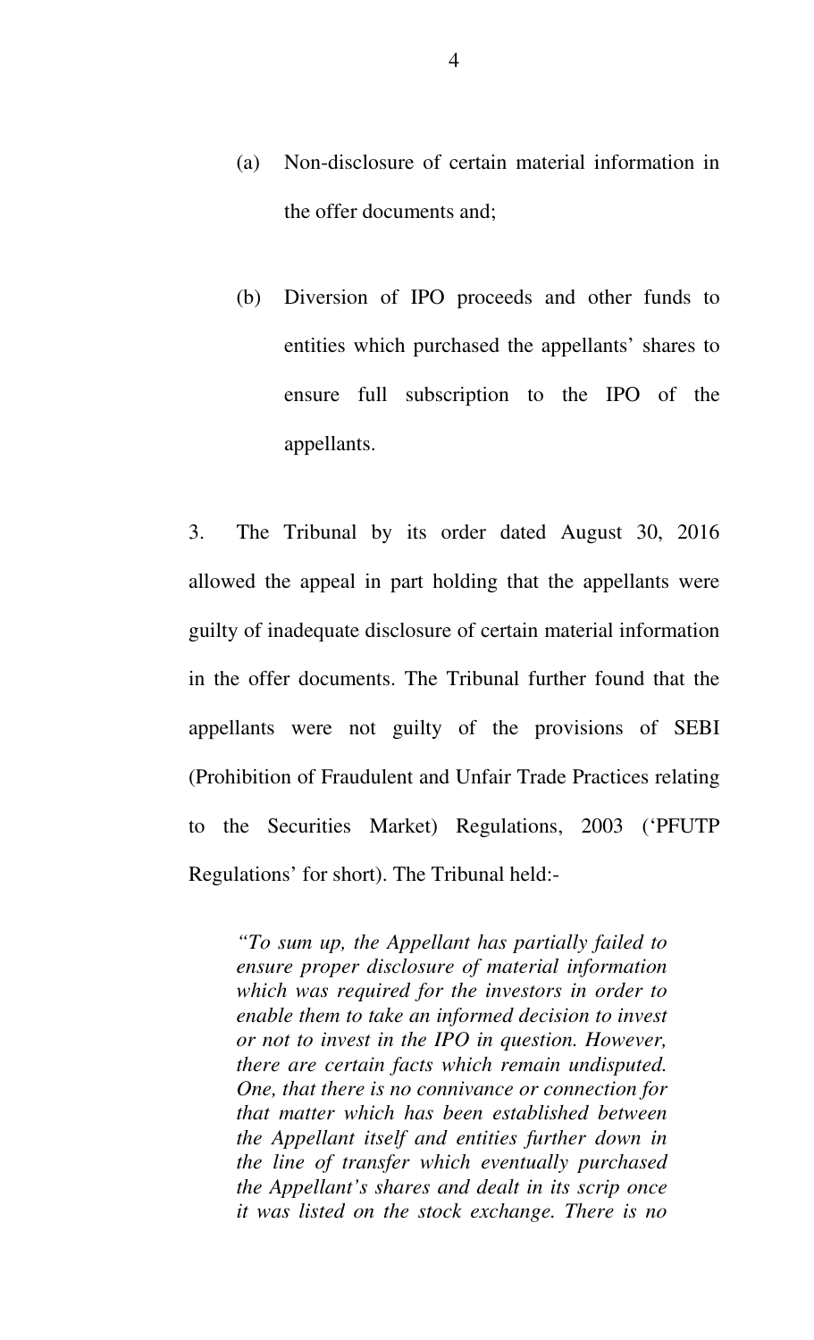(a) Non-disclosure of certain material information in the offer documents and;

(b) Diversion of IPO proceeds and other funds to entities which purchased the appellants' shares to ensure full subscription to the IPO of the appellants.

3. The Tribunal by its order dated August 30, 2016 allowed the appeal in part holding that the appellants were guilty of inadequate disclosure of certain material information in the offer documents. The Tribunal further found that the appellants were not guilty of the provisions of SEBI (Prohibition of Fraudulent and Unfair Trade Practices relating to the Securities Market) Regulations, 2003 ('PFUTP Regulations' for short). The Tribunal held:-

> *"To sum up, the Appellant has partially failed to ensure proper disclosure of material information which was required for the investors in order to enable them to take an informed decision to invest or not to invest in the IPO in question. However, there are certain facts which remain undisputed. One, that there is no connivance or connection for that matter which has been established between the Appellant itself and entities further down in the line of transfer which eventually purchased the Appellant's shares and dealt in its scrip once it was listed on the stock exchange. There is no*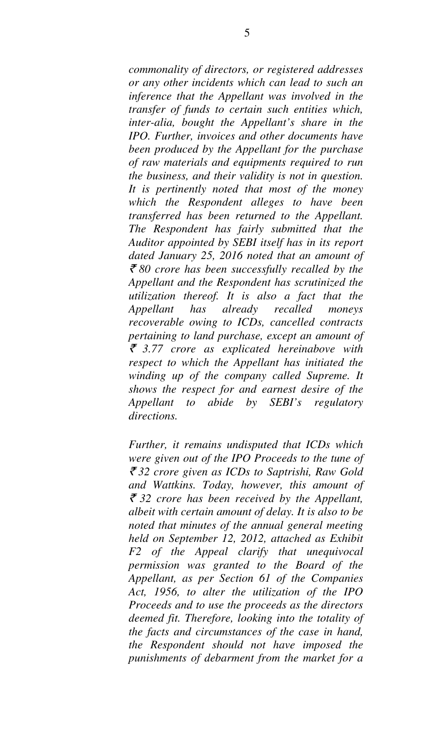*commonality of directors, or registered addresses or any other incidents which can lead to such an inference that the Appellant was involved in the transfer of funds to certain such entities which, inter-alia, bought the Appellant's share in the IPO. Further, invoices and other documents have been produced by the Appellant for the purchase of raw materials and equipments required to run the business, and their validity is not in question. It is pertinently noted that most of the money which the Respondent alleges to have been transferred has been returned to the Appellant. The Respondent has fairly submitted that the Auditor appointed by SEBI itself has in its report dated January 25, 2016 noted that an amount of ₹ 80 crore has been successfully recalled by the Appellant and the Respondent has scrutinized the utilization thereof. It is also a fact that the Appellant has already recalled moneys recoverable owing to ICDs, cancelled contracts pertaining to land purchase, except an amount of ₹ 3.77 crore as explicated hereinabove with respect to which the Appellant has initiated the winding up of the company called Supreme. It shows the respect for and earnest desire of the Appellant to abide by SEBI's regulatory directions.*

*Further, it remains undisputed that ICDs which were given out of the IPO Proceeds to the tune of ₹ 32 crore given as ICDs to Saptrishi, Raw Gold and Wattkins. Today, however, this amount of ₹ 32 crore has been received by the Appellant, albeit with certain amount of delay. It is also to be noted that minutes of the annual general meeting held on September 12, 2012, attached as Exhibit F2 of the Appeal clarify that unequivocal permission was granted to the Board of the Appellant, as per Section 61 of the Companies Act, 1956, to alter the utilization of the IPO Proceeds and to use the proceeds as the directors deemed fit. Therefore, looking into the totality of the facts and circumstances of the case in hand, the Respondent should not have imposed the punishments of debarment from the market for a*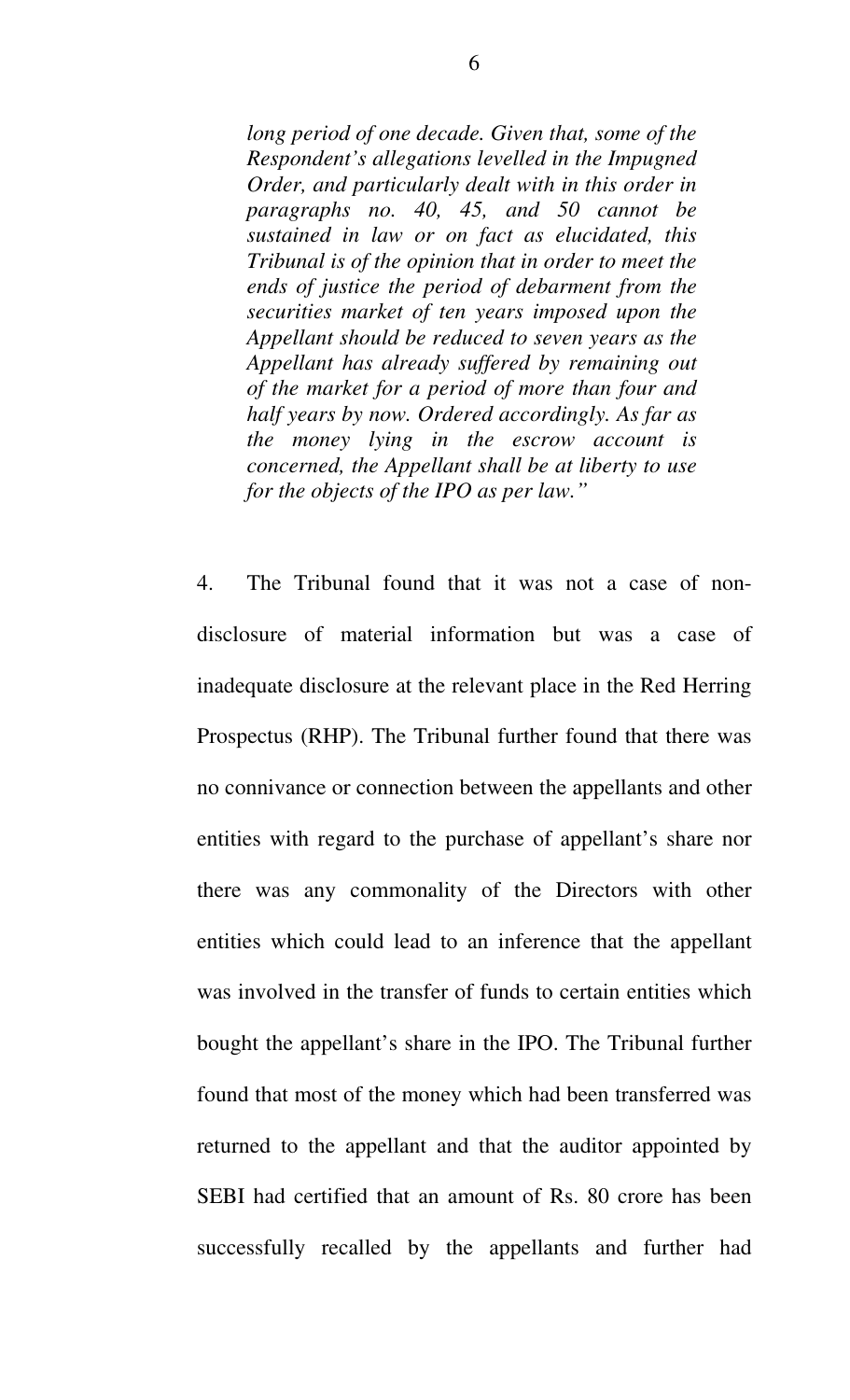*long period of one decade. Given that, some of the Respondent's allegations levelled in the Impugned Order, and particularly dealt with in this order in paragraphs no. 40, 45, and 50 cannot be sustained in law or on fact as elucidated, this Tribunal is of the opinion that in order to meet the ends of justice the period of debarment from the securities market of ten years imposed upon the Appellant should be reduced to seven years as the Appellant has already suffered by remaining out of the market for a period of more than four and half years by now. Ordered accordingly. As far as the money lying in the escrow account is concerned, the Appellant shall be at liberty to use for the objects of the IPO as per law."*

4. The Tribunal found that it was not a case of non-disclosure of material information but was a case of inadequate disclosure at the relevant place in the Red Herring Prospectus (RHP). The Tribunal further found that there was no connivance or connection between the appellants and other entities with regard to the purchase of appellant's share nor there was any commonality of the Directors with other entities which could lead to an inference that the appellant was involved in the transfer of funds to certain entities which bought the appellant's share in the IPO. The Tribunal further found that most of the money which had been transferred was returned to the appellant and that the auditor appointed by SEBI had certified that an amount of Rs. 80 crore has been successfully recalled by the appellants and further had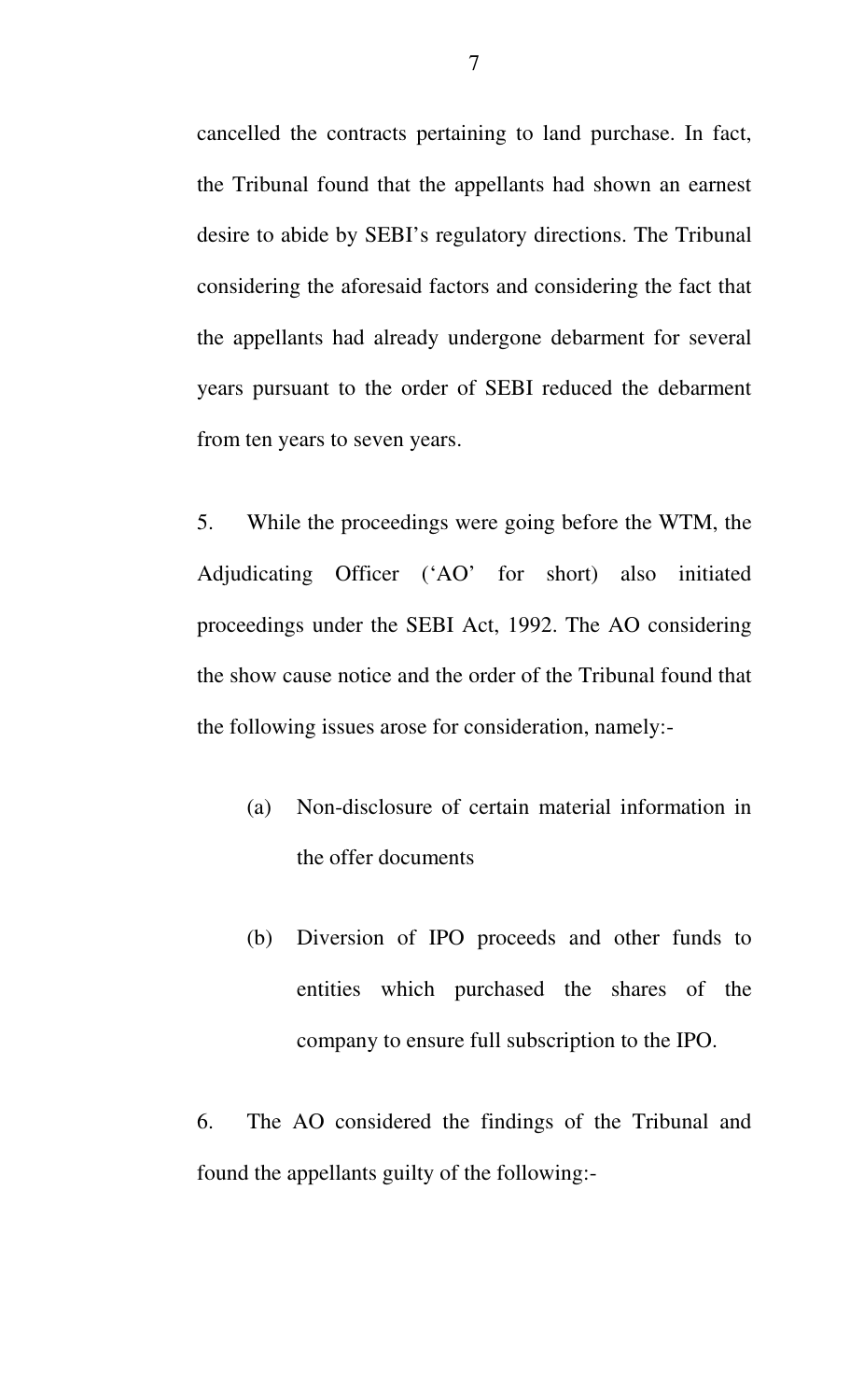cancelled the contracts pertaining to land purchase. In fact, the Tribunal found that the appellants had shown an earnest desire to abide by SEBI's regulatory directions. The Tribunal considering the aforesaid factors and considering the fact that the appellants had already undergone debarment for several years pursuant to the order of SEBI reduced the debarment from ten years to seven years.

5. While the proceedings were going before the WTM, the Adjudicating Officer ('AO' for short) also initiated proceedings under the SEBI Act, 1992. The AO considering the show cause notice and the order of the Tribunal found that the following issues arose for consideration, namely:-

(a) Non-disclosure of certain material information in the offer documents

(b) Diversion of IPO proceeds and other funds to entities which purchased the shares of the company to ensure full subscription to the IPO.

6. The AO considered the findings of the Tribunal and found the appellants guilty of the following:-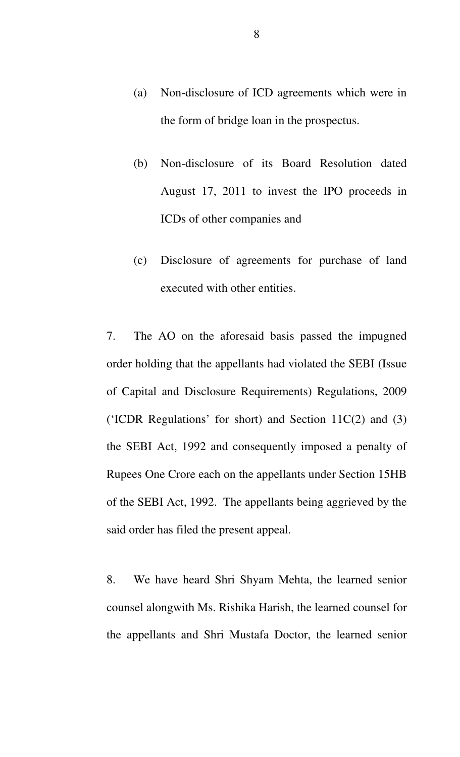(a) Non-disclosure of ICD agreements which were in the form of bridge loan in the prospectus.

(b) Non-disclosure of its Board Resolution dated August 17, 2011 to invest the IPO proceeds in ICDs of other companies and

(c) Disclosure of agreements for purchase of land executed with other entities.

7. The AO on the aforesaid basis passed the impugned order holding that the appellants had violated the SEBI (Issue of Capital and Disclosure Requirements) Regulations, 2009 ('ICDR Regulations' for short) and Section 11C(2) and (3) the SEBI Act, 1992 and consequently imposed a penalty of Rupees One Crore each on the appellants under Section 15HB of the SEBI Act, 1992. The appellants being aggrieved by the said order has filed the present appeal.

8. We have heard Shri Shyam Mehta, the learned senior counsel alongwith Ms. Rishika Harish, the learned counsel for the appellants and Shri Mustafa Doctor, the learned senior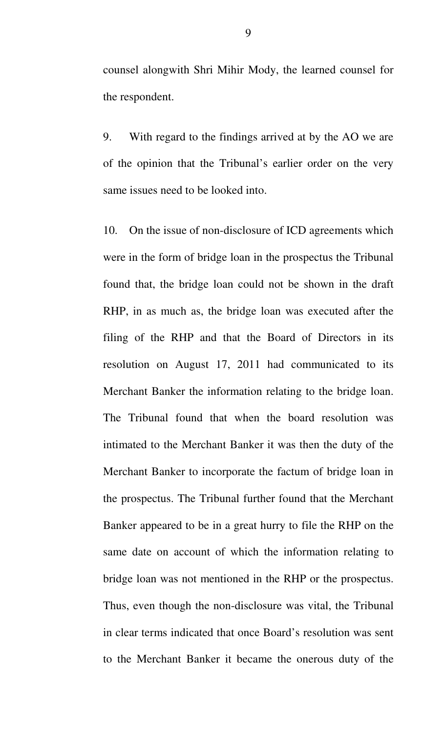counsel alongwith Shri Mihir Mody, the learned counsel for the respondent.

9. With regard to the findings arrived at by the AO we are of the opinion that the Tribunal's earlier order on the very same issues need to be looked into.

10. On the issue of non-disclosure of ICD agreements which were in the form of bridge loan in the prospectus the Tribunal found that, the bridge loan could not be shown in the draft RHP, in as much as, the bridge loan was executed after the filing of the RHP and that the Board of Directors in its resolution on August 17, 2011 had communicated to its Merchant Banker the information relating to the bridge loan. The Tribunal found that when the board resolution was intimated to the Merchant Banker it was then the duty of the Merchant Banker to incorporate the factum of bridge loan in the prospectus. The Tribunal further found that the Merchant Banker appeared to be in a great hurry to file the RHP on the same date on account of which the information relating to bridge loan was not mentioned in the RHP or the prospectus. Thus, even though the non-disclosure was vital, the Tribunal in clear terms indicated that once Board's resolution was sent to the Merchant Banker it became the onerous duty of the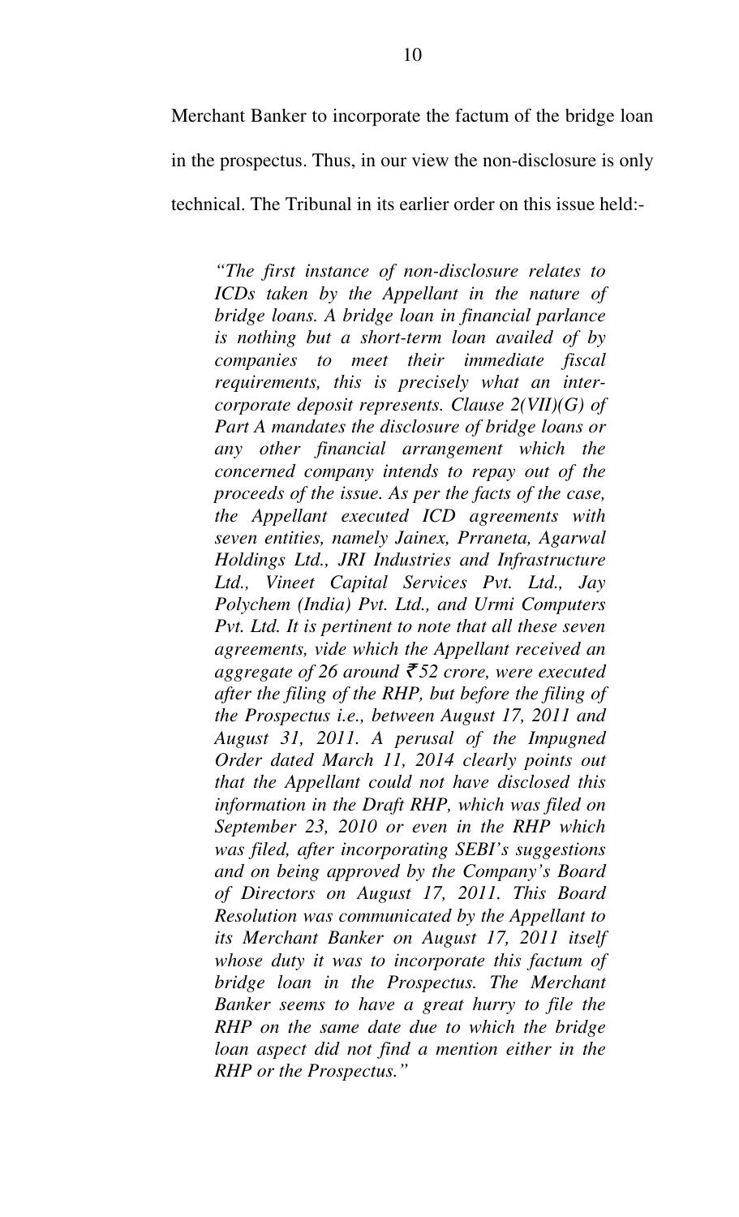Merchant Banker to incorporate the factum of the bridge loan in the prospectus. Thus, in our view the non-disclosure is only technical. The Tribunal in its earlier order on this issue held:-

> *"The first instance of non-disclosure relates to ICDs taken by the Appellant in the nature of bridge loans. A bridge loan in financial parlance is nothing but a short-term loan availed of by companies to meet their immediate fiscal requirements, this is precisely what an inter-corporate deposit represents. Clause 2(VII)(G) of Part A mandates the disclosure of bridge loans or any other financial arrangement which the concerned company intends to repay out of the proceeds of the issue. As per the facts of the case, the Appellant executed ICD agreements with seven entities, namely Jainex, Prraneta, Agarwal Holdings Ltd., JRI Industries and Infrastructure Ltd., Vineet Capital Services Pvt. Ltd., Jay Polychem (India) Pvt. Ltd., and Urmi Computers Pvt. Ltd. It is pertinent to note that all these seven agreements, vide which the Appellant received an aggregate of 26 around ₹52 crore, were executed after the filing of the RHP, but before the filing of the Prospectus i.e., between August 17, 2011 and August 31, 2011. A perusal of the Impugned Order dated March 11, 2014 clearly points out that the Appellant could not have disclosed this information in the Draft RHP, which was filed on September 23, 2010 or even in the RHP which was filed, after incorporating SEBI's suggestions and on being approved by the Company's Board of Directors on August 17, 2011. This Board Resolution was communicated by the Appellant to its Merchant Banker on August 17, 2011 itself whose duty it was to incorporate this factum of bridge loan in the Prospectus. The Merchant Banker seems to have a great hurry to file the RHP on the same date due to which the bridge loan aspect did not find a mention either in the RHP or the Prospectus."*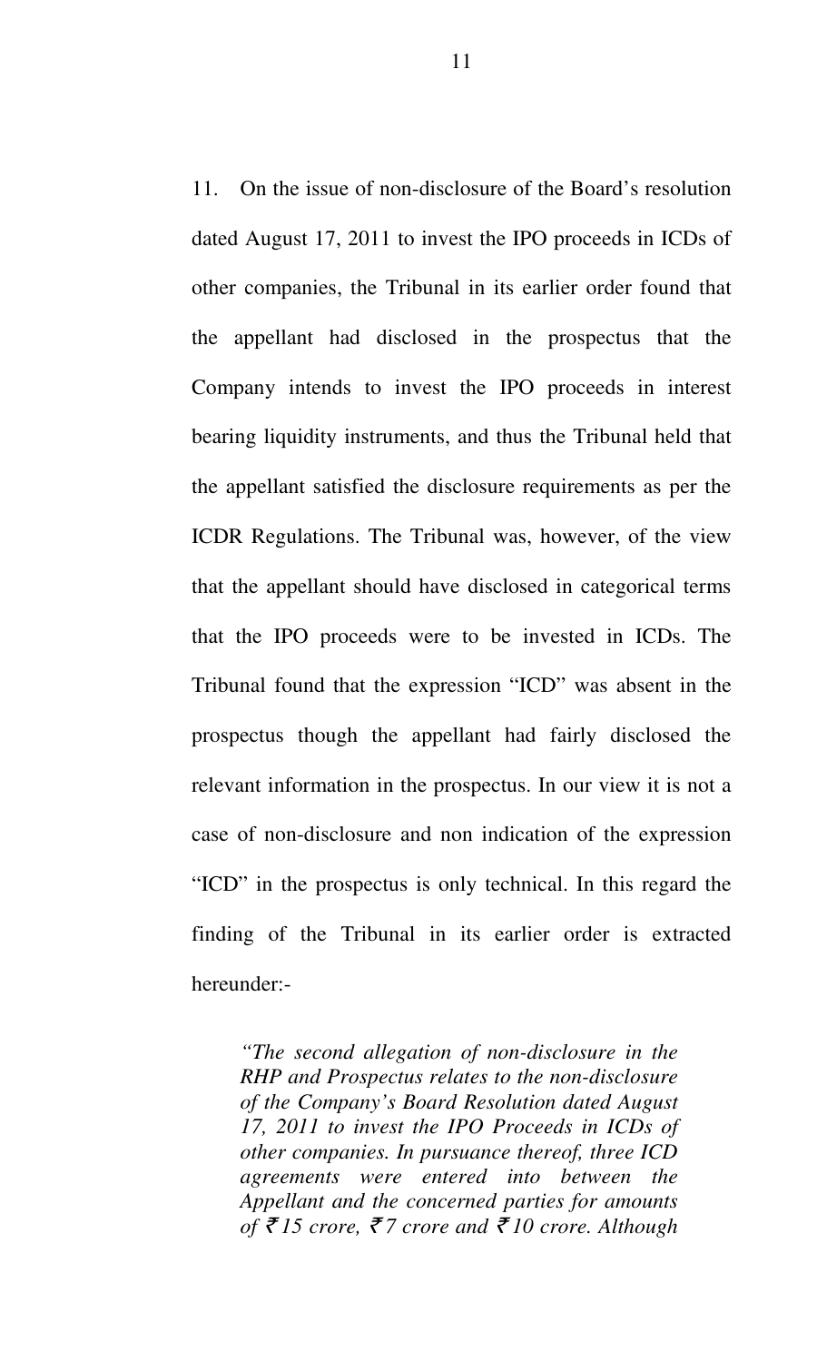11. On the issue of non-disclosure of the Board's resolution dated August 17, 2011 to invest the IPO proceeds in ICDs of other companies, the Tribunal in its earlier order found that the appellant had disclosed in the prospectus that the Company intends to invest the IPO proceeds in interest bearing liquidity instruments, and thus the Tribunal held that the appellant satisfied the disclosure requirements as per the ICDR Regulations. The Tribunal was, however, of the view that the appellant should have disclosed in categorical terms that the IPO proceeds were to be invested in ICDs. The Tribunal found that the expression "ICD" was absent in the prospectus though the appellant had fairly disclosed the relevant information in the prospectus. In our view it is not a case of non-disclosure and non indication of the expression "ICD" in the prospectus is only technical. In this regard the finding of the Tribunal in its earlier order is extracted hereunder:-

> *"The second allegation of non-disclosure in the RHP and Prospectus relates to the non-disclosure of the Company's Board Resolution dated August 17, 2011 to invest the IPO Proceeds in ICDs of other companies. In pursuance thereof, three ICD agreements were entered into between the Appellant and the concerned parties for amounts of ₹15 crore, ₹7 crore and ₹10 crore. Although*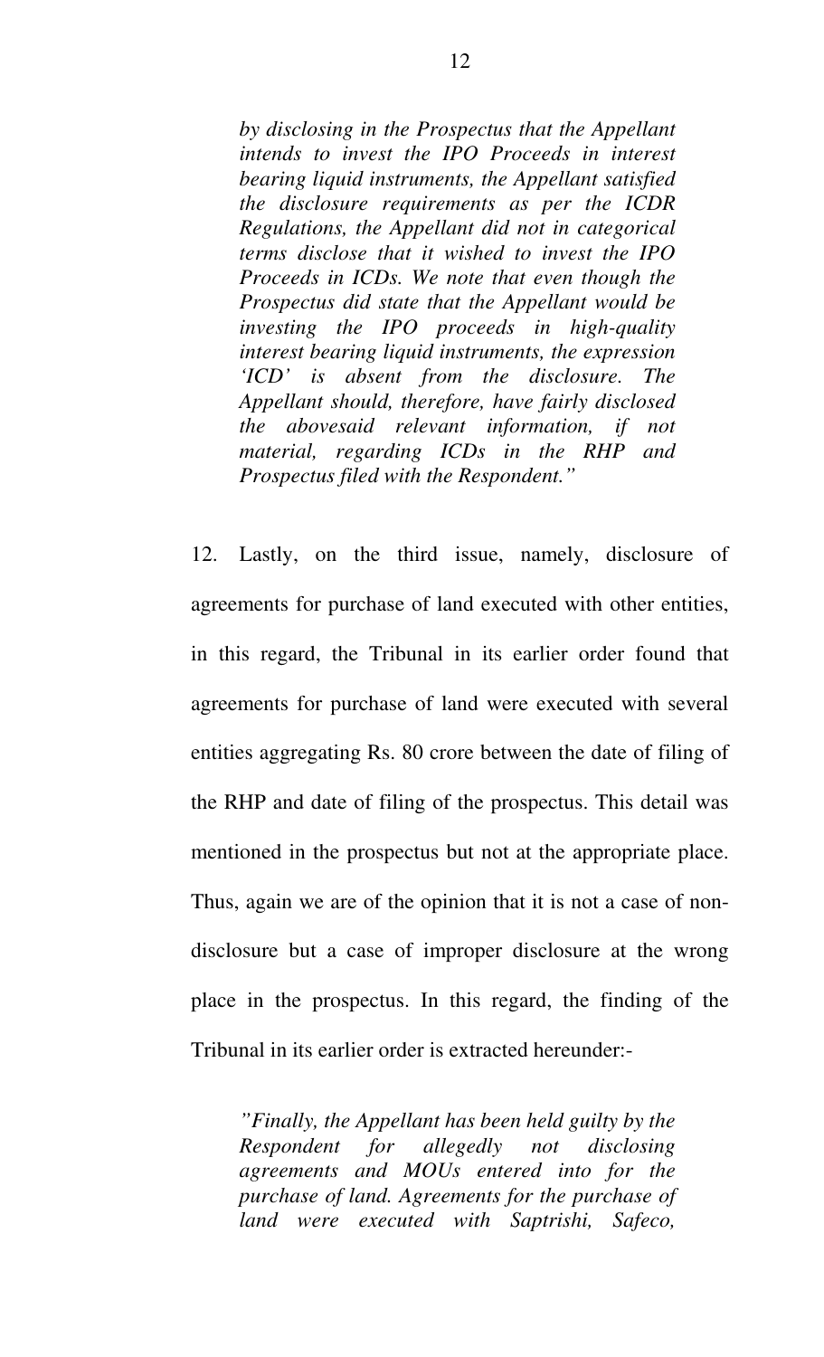*by disclosing in the Prospectus that the Appellant intends to invest the IPO Proceeds in interest bearing liquid instruments, the Appellant satisfied the disclosure requirements as per the ICDR Regulations, the Appellant did not in categorical terms disclose that it wished to invest the IPO Proceeds in ICDs. We note that even though the Prospectus did state that the Appellant would be investing the IPO proceeds in high-quality interest bearing liquid instruments, the expression 'ICD' is absent from the disclosure. The Appellant should, therefore, have fairly disclosed the abovesaid relevant information, if not material, regarding ICDs in the RHP and Prospectus filed with the Respondent."*

12. Lastly, on the third issue, namely, disclosure of agreements for purchase of land executed with other entities, in this regard, the Tribunal in its earlier order found that agreements for purchase of land were executed with several entities aggregating Rs. 80 crore between the date of filing of the RHP and date of filing of the prospectus. This detail was mentioned in the prospectus but not at the appropriate place. Thus, again we are of the opinion that it is not a case of non-disclosure but a case of improper disclosure at the wrong place in the prospectus. In this regard, the finding of the Tribunal in its earlier order is extracted hereunder:-

*"Finally, the Appellant has been held guilty by the Respondent for allegedly not disclosing agreements and MOUs entered into for the purchase of land. Agreements for the purchase of land were executed with Saptrishi, Safeco,*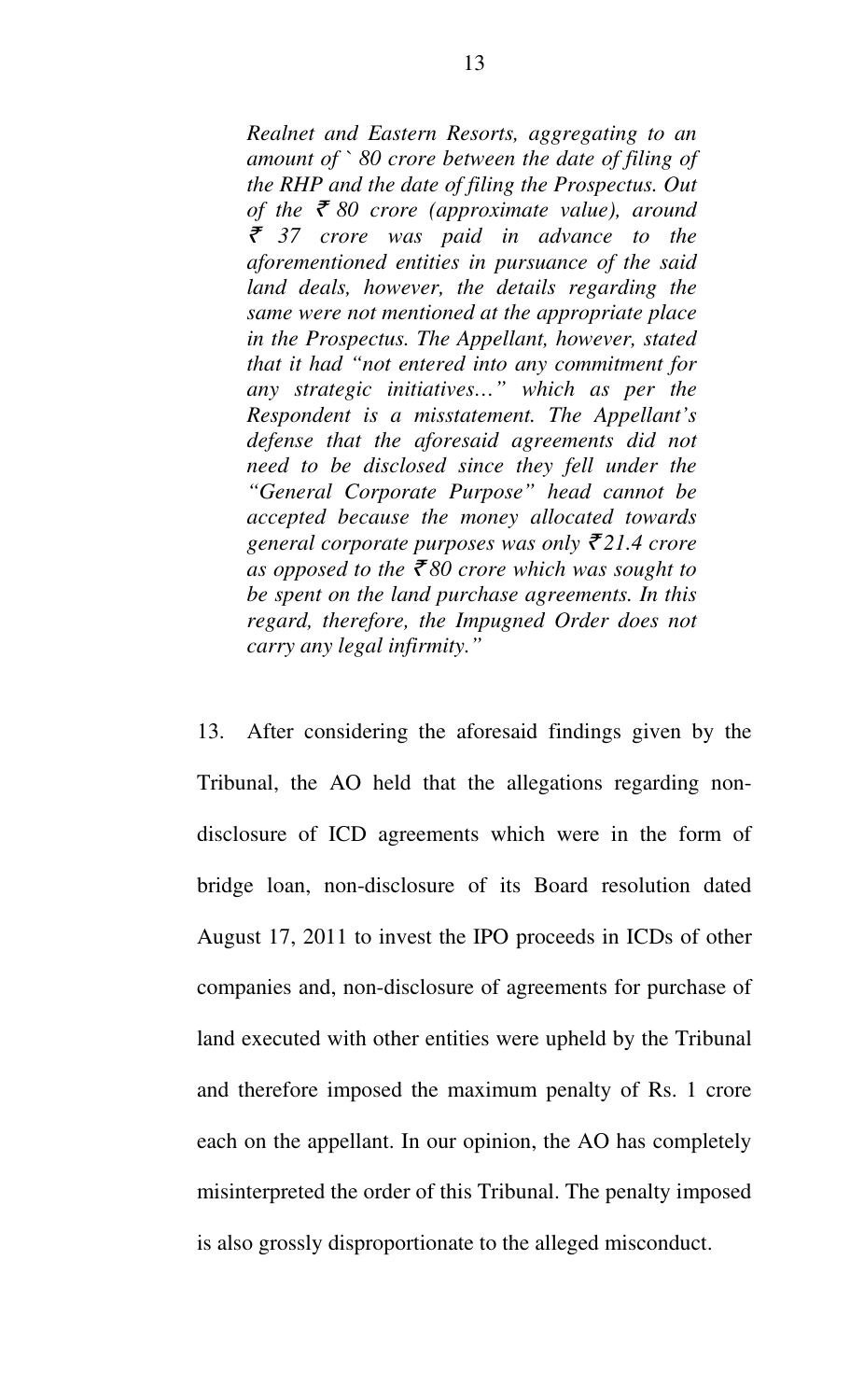*Realnet and Eastern Resorts, aggregating to an amount of ` 80 crore between the date of filing of the RHP and the date of filing the Prospectus. Out of the ₹ 80 crore (approximate value), around ₹ 37 crore was paid in advance to the aforementioned entities in pursuance of the said land deals, however, the details regarding the same were not mentioned at the appropriate place in the Prospectus. The Appellant, however, stated that it had "not entered into any commitment for any strategic initiatives…" which as per the Respondent is a misstatement. The Appellant's defense that the aforesaid agreements did not need to be disclosed since they fell under the "General Corporate Purpose" head cannot be accepted because the money allocated towards general corporate purposes was only ₹21.4 crore as opposed to the ₹80 crore which was sought to be spent on the land purchase agreements. In this regard, therefore, the Impugned Order does not carry any legal infirmity."*

13. After considering the aforesaid findings given by the Tribunal, the AO held that the allegations regarding non-disclosure of ICD agreements which were in the form of bridge loan, non-disclosure of its Board resolution dated August 17, 2011 to invest the IPO proceeds in ICDs of other companies and, non-disclosure of agreements for purchase of land executed with other entities were upheld by the Tribunal and therefore imposed the maximum penalty of Rs. 1 crore each on the appellant. In our opinion, the AO has completely misinterpreted the order of this Tribunal. The penalty imposed is also grossly disproportionate to the alleged misconduct.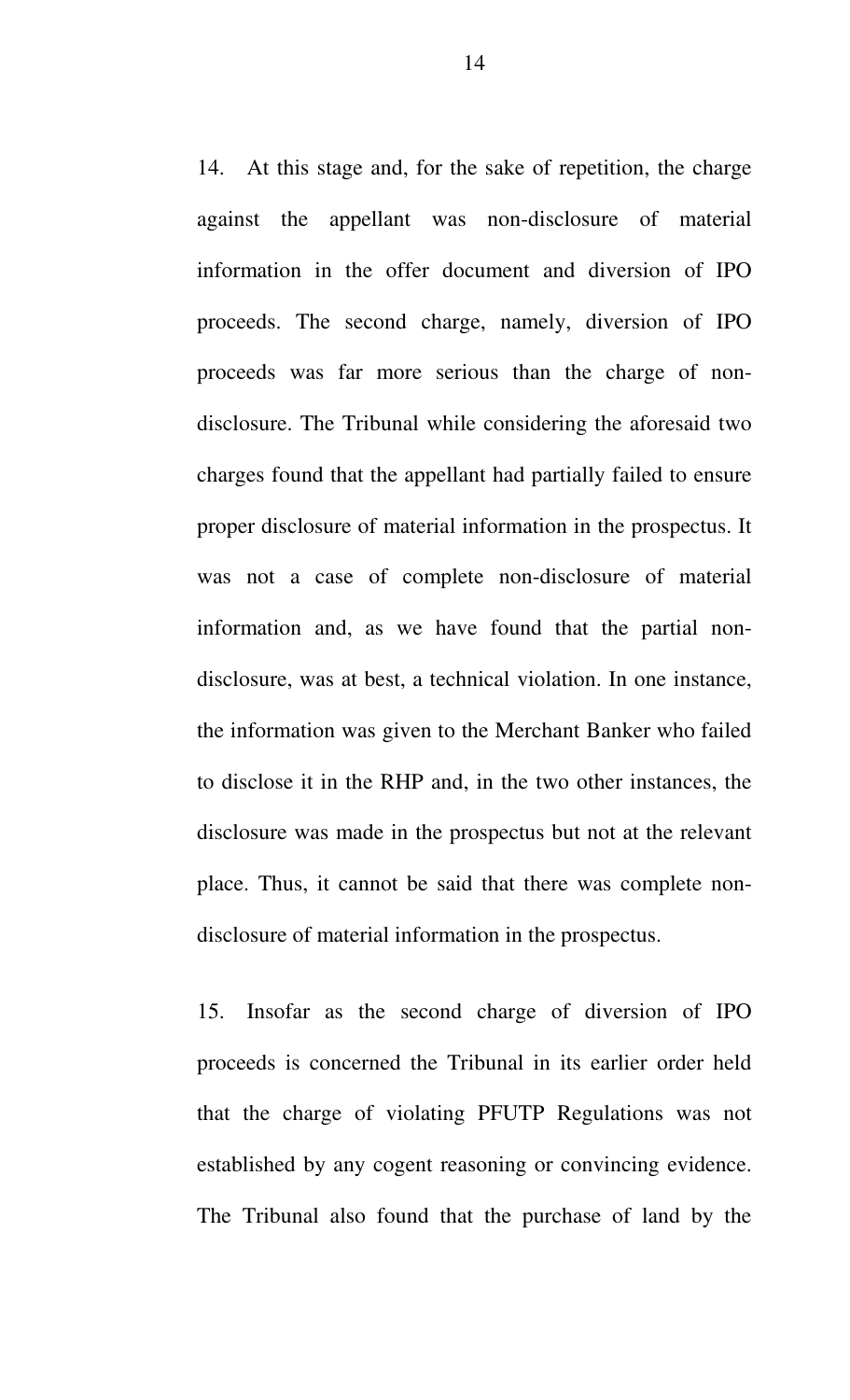14. At this stage and, for the sake of repetition, the charge against the appellant was non-disclosure of material information in the offer document and diversion of IPO proceeds. The second charge, namely, diversion of IPO proceeds was far more serious than the charge of non-disclosure. The Tribunal while considering the aforesaid two charges found that the appellant had partially failed to ensure proper disclosure of material information in the prospectus. It was not a case of complete non-disclosure of material information and, as we have found that the partial non-disclosure, was at best, a technical violation. In one instance, the information was given to the Merchant Banker who failed to disclose it in the RHP and, in the two other instances, the disclosure was made in the prospectus but not at the relevant place. Thus, it cannot be said that there was complete non-disclosure of material information in the prospectus.

15. Insofar as the second charge of diversion of IPO proceeds is concerned the Tribunal in its earlier order held that the charge of violating PFUTP Regulations was not established by any cogent reasoning or convincing evidence. The Tribunal also found that the purchase of land by the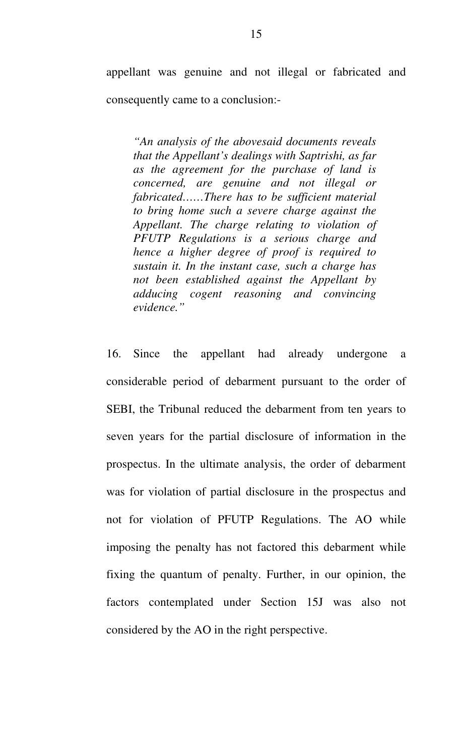appellant was genuine and not illegal or fabricated and consequently came to a conclusion:-

> *"An analysis of the abovesaid documents reveals that the Appellant's dealings with Saptrishi, as far as the agreement for the purchase of land is concerned, are genuine and not illegal or fabricated……There has to be sufficient material to bring home such a severe charge against the Appellant. The charge relating to violation of PFUTP Regulations is a serious charge and hence a higher degree of proof is required to sustain it. In the instant case, such a charge has not been established against the Appellant by adducing cogent reasoning and convincing evidence."*

16. Since the appellant had already undergone a considerable period of debarment pursuant to the order of SEBI, the Tribunal reduced the debarment from ten years to seven years for the partial disclosure of information in the prospectus. In the ultimate analysis, the order of debarment was for violation of partial disclosure in the prospectus and not for violation of PFUTP Regulations. The AO while imposing the penalty has not factored this debarment while fixing the quantum of penalty. Further, in our opinion, the factors contemplated under Section 15J was also not considered by the AO in the right perspective.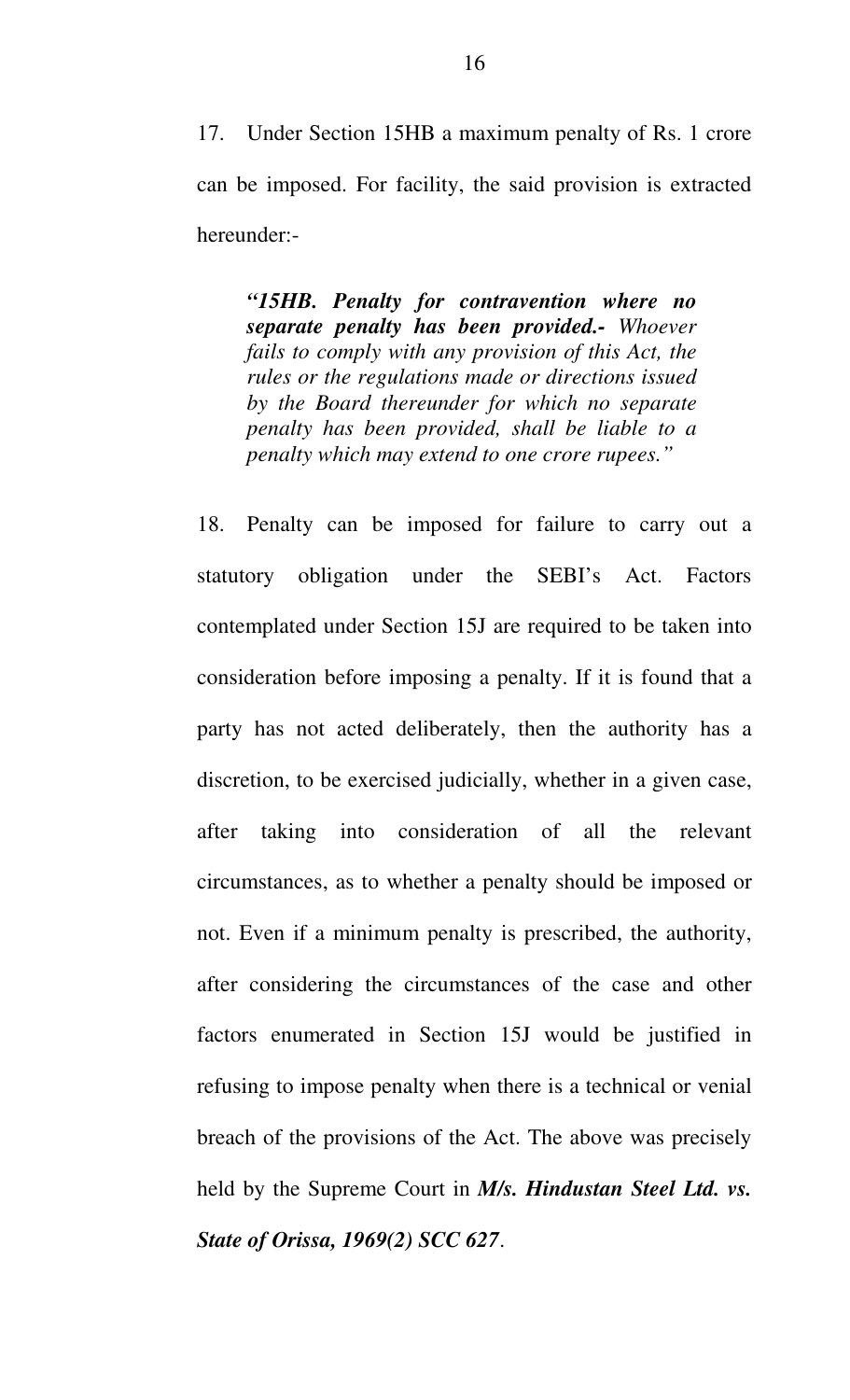17. Under Section 15HB a maximum penalty of Rs. 1 crore can be imposed. For facility, the said provision is extracted hereunder:-

> ***"15HB. Penalty for contravention where no separate penalty has been provided.-*** *Whoever fails to comply with any provision of this Act, the rules or the regulations made or directions issued by the Board thereunder for which no separate penalty has been provided, shall be liable to a penalty which may extend to one crore rupees."*

18. Penalty can be imposed for failure to carry out a statutory obligation under the SEBI's Act. Factors contemplated under Section 15J are required to be taken into consideration before imposing a penalty. If it is found that a party has not acted deliberately, then the authority has a discretion, to be exercised judicially, whether in a given case, after taking into consideration of all the relevant circumstances, as to whether a penalty should be imposed or not. Even if a minimum penalty is prescribed, the authority, after considering the circumstances of the case and other factors enumerated in Section 15J would be justified in refusing to impose penalty when there is a technical or venial breach of the provisions of the Act. The above was precisely held by the Supreme Court in ***M/s. Hindustan Steel Ltd. vs. State of Orissa, 1969(2) SCC 627***.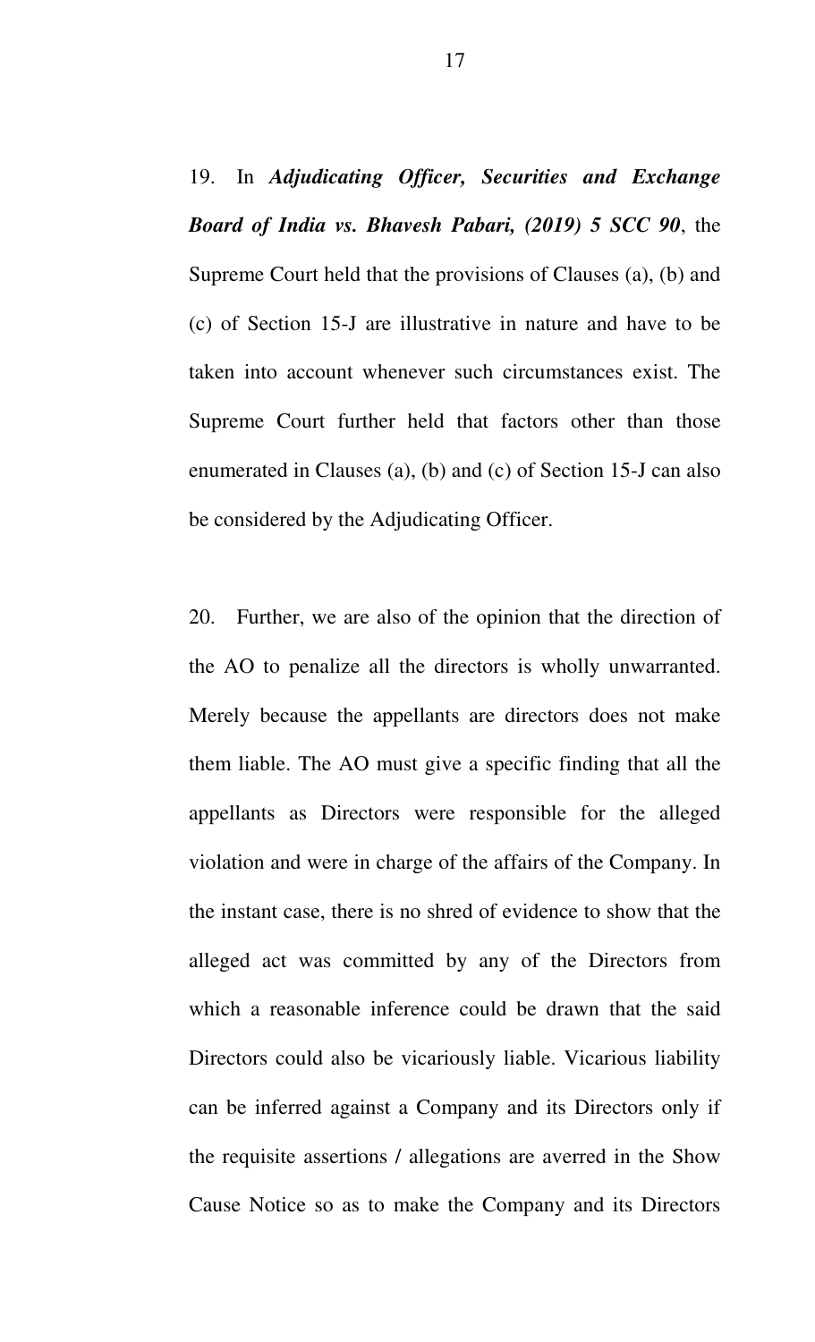19. In ***Adjudicating Officer, Securities and Exchange Board of India vs. Bhavesh Pabari, (2019) 5 SCC 90***, the Supreme Court held that the provisions of Clauses (a), (b) and (c) of Section 15-J are illustrative in nature and have to be taken into account whenever such circumstances exist. The Supreme Court further held that factors other than those enumerated in Clauses (a), (b) and (c) of Section 15-J can also be considered by the Adjudicating Officer.

20. Further, we are also of the opinion that the direction of the AO to penalize all the directors is wholly unwarranted. Merely because the appellants are directors does not make them liable. The AO must give a specific finding that all the appellants as Directors were responsible for the alleged violation and were in charge of the affairs of the Company. In the instant case, there is no shred of evidence to show that the alleged act was committed by any of the Directors from which a reasonable inference could be drawn that the said Directors could also be vicariously liable. Vicarious liability can be inferred against a Company and its Directors only if the requisite assertions / allegations are averred in the Show Cause Notice so as to make the Company and its Directors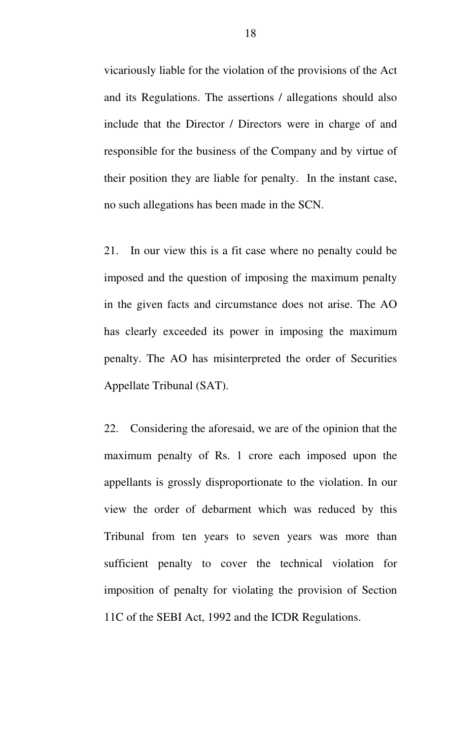vicariously liable for the violation of the provisions of the Act and its Regulations. The assertions / allegations should also include that the Director / Directors were in charge of and responsible for the business of the Company and by virtue of their position they are liable for penalty. In the instant case, no such allegations has been made in the SCN.

21. In our view this is a fit case where no penalty could be imposed and the question of imposing the maximum penalty in the given facts and circumstance does not arise. The AO has clearly exceeded its power in imposing the maximum penalty. The AO has misinterpreted the order of Securities Appellate Tribunal (SAT).

22. Considering the aforesaid, we are of the opinion that the maximum penalty of Rs. 1 crore each imposed upon the appellants is grossly disproportionate to the violation. In our view the order of debarment which was reduced by this Tribunal from ten years to seven years was more than sufficient penalty to cover the technical violation for imposition of penalty for violating the provision of Section 11C of the SEBI Act, 1992 and the ICDR Regulations.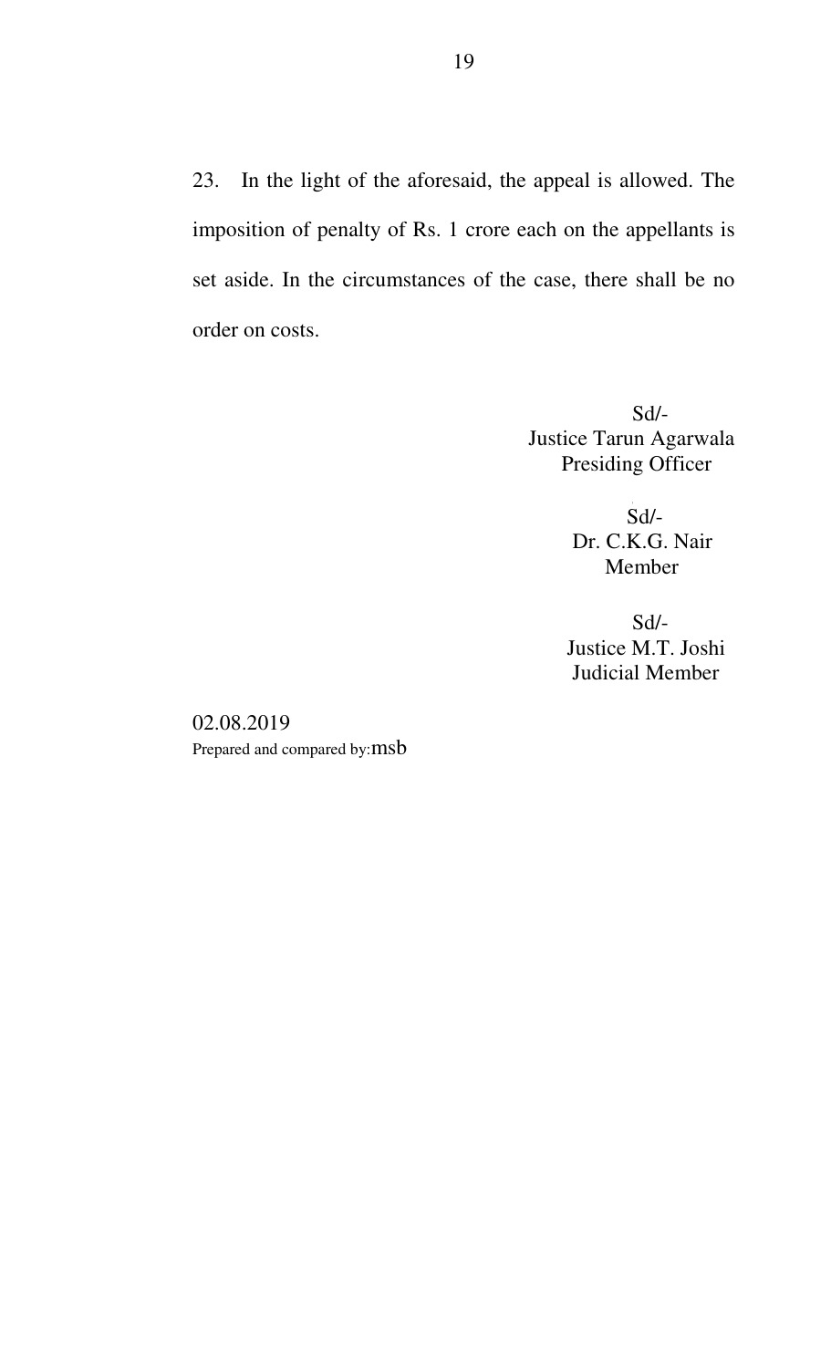23. In the light of the aforesaid, the appeal is allowed. The imposition of penalty of Rs. 1 crore each on the appellants is set aside. In the circumstances of the case, there shall be no order on costs.

Sd/-
Justice Tarun Agarwala
Presiding Officer

Sd/-
Dr. C.K.G. Nair
Member

Sd/-
Justice M.T. Joshi
Judicial Member

02.08.2019
Prepared and compared by:msb